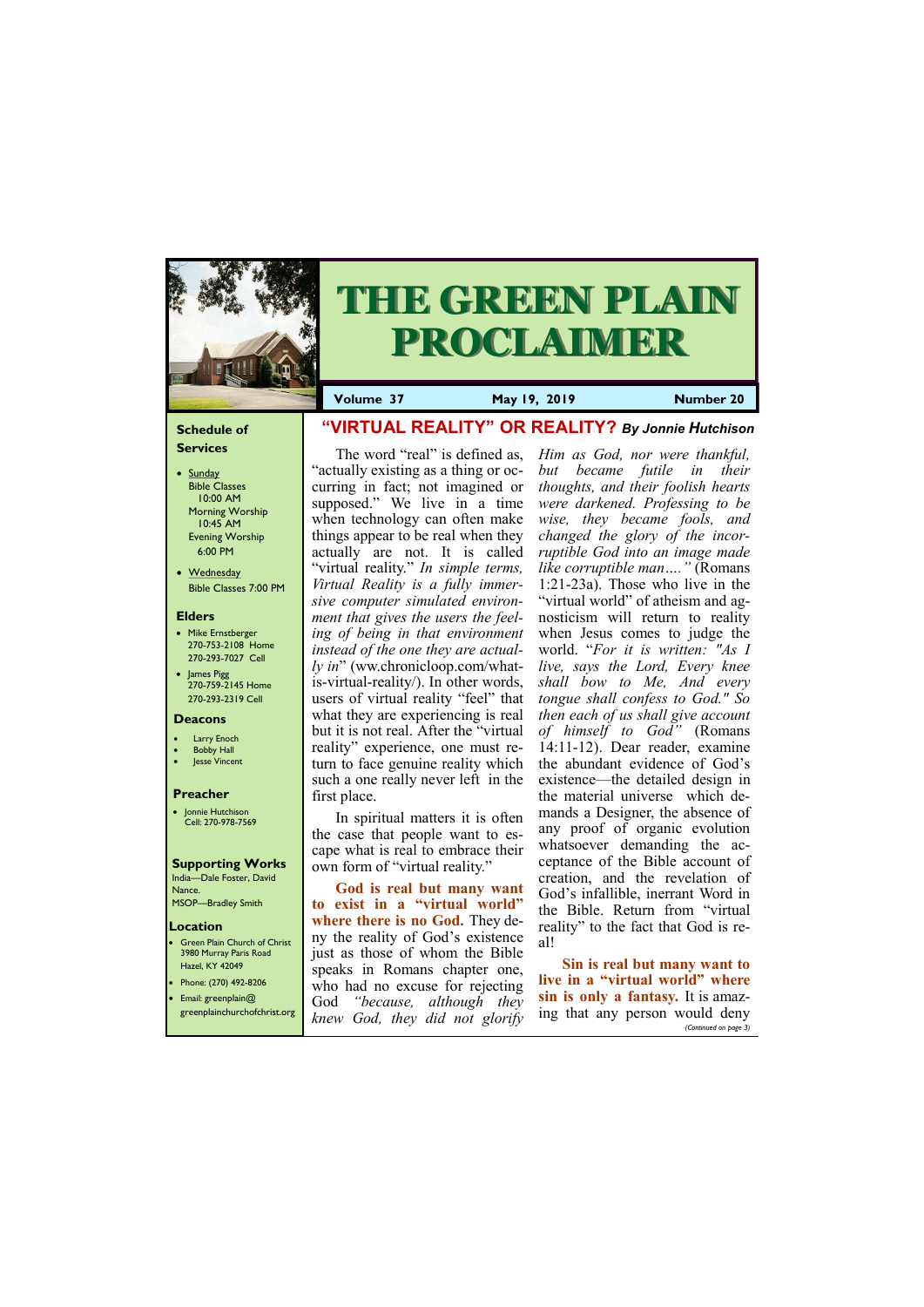# THE GREEN PLAIN PROCLAIMER

**Volume 37** **May 19, 2019** **Number 20**

### Schedule of Services

- Sunday
  Bible Classes 10:00 AM
  Morning Worship 10:45 AM
  Evening Worship 6:00 PM
- Wednesday
  Bible Classes 7:00 PM

### Elders

- Mike Ernstberger 270-753-2108 Home 270-293-7027 Cell
- James Pigg 270-759-2145 Home 270-293-2319 Cell

### Deacons

- Larry Enoch
- Bobby Hall
- Jesse Vincent

### Preacher

- Jonnie Hutchison Cell: 270-978-7569

### Supporting Works

India—Dale Foster, David Nance.
MSOP—Bradley Smith

### Location

- Green Plain Church of Christ 3980 Murray Paris Road Hazel, KY 42049
- Phone: (270) 492-8206
- Email: greenplain@greenplainchurchofchrist.org

## "VIRTUAL REALITY" OR REALITY? *By Jonnie Hutchison*

The word "real" is defined as, "actually existing as a thing or occurring in fact; not imagined or supposed." We live in a time when technology can often make things appear to be real when they actually are not. It is called "virtual reality." *In simple terms, Virtual Reality is a fully immersive computer simulated environment that gives the users the feeling of being in that environment instead of the one they are actually in*" (ww.chronicloop.com/what-is-virtual-reality/). In other words, users of virtual reality "feel" that what they are experiencing is real but it is not real. After the "virtual reality" experience, one must return to face genuine reality which such a one really never left in the first place.

In spiritual matters it is often the case that people want to escape what is real to embrace their own form of "virtual reality."

**God is real but many want to exist in a "virtual world" where there is no God.** They deny the reality of God's existence just as those of whom the Bible speaks in Romans chapter one, who had no excuse for rejecting God *"because, although they knew God, they did not glorify Him as God, nor were thankful, but became futile in their thoughts, and their foolish hearts were darkened. Professing to be wise, they became fools, and changed the glory of the incorruptible God into an image made like corruptible man…."* (Romans 1:21-23a). Those who live in the "virtual world" of atheism and agnosticism will return to reality when Jesus comes to judge the world. "*For it is written: "As I live, says the Lord, Every knee shall bow to Me, And every tongue shall confess to God." So then each of us shall give account of himself to God"* (Romans 14:11-12). Dear reader, examine the abundant evidence of God's existence—the detailed design in the material universe which demands a Designer, the absence of any proof of organic evolution whatsoever demanding the acceptance of the Bible account of creation, and the revelation of God's infallible, inerrant Word in the Bible. Return from "virtual reality" to the fact that God is real!

**Sin is real but many want to live in a "virtual world" where sin is only a fantasy.** It is amazing that any person would deny

*(Continued on page 3)*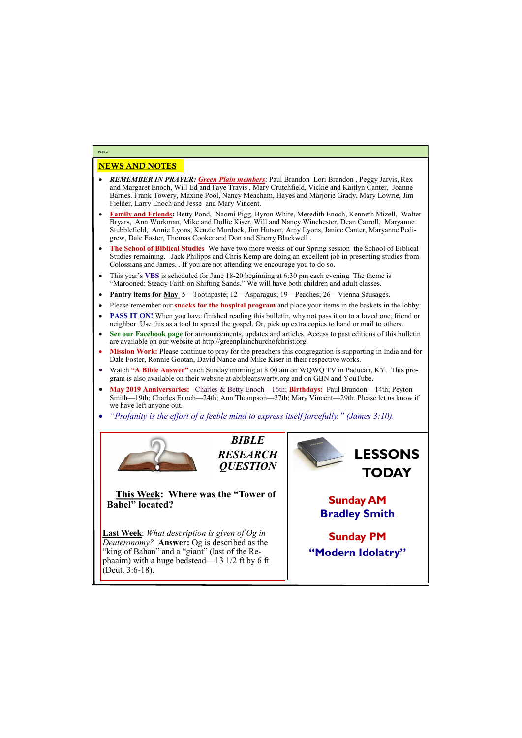## NEWS AND NOTES

- ***REMEMBER IN PRAYER:*** ***Green Plain members***: Paul Brandon Lori Brandon , Peggy Jarvis, Rex and Margaret Enoch, Will Ed and Faye Travis , Mary Crutchfield, Vickie and Kaitlyn Canter, Joanne Barnes. Frank Towery, Maxine Pool, Nancy Meacham, Hayes and Marjorie Grady, Mary Lowrie, Jim Fielder, Larry Enoch and Jesse and Mary Vincent.
- **Family and Friends:** Betty Pond, Naomi Pigg, Byron White, Meredith Enoch, Kenneth Mizell, Walter Bryars, Ann Workman, Mike and Dollie Kiser, Will and Nancy Winchester, Dean Carroll, Maryanne Stubblefield, Annie Lyons, Kenzie Murdock, Jim Hutson, Amy Lyons, Janice Canter, Maryanne Pedigrew, Dale Foster, Thomas Cooker and Don and Sherry Blackwell .
- **The School of Biblical Studies** We have two more weeks of our Spring session the School of Biblical Studies remaining. Jack Philipps and Chris Kemp are doing an excellent job in presenting studies from Colossians and James. . If you are not attending we encourage you to do so.
- This year's **VBS** is scheduled for June 18-20 beginning at 6:30 pm each evening. The theme is "Marooned: Steady Faith on Shifting Sands." We will have both children and adult classes.
- **Pantry items for May** 5—Toothpaste; 12—Asparagus; 19—Peaches; 26—Vienna Sausages.
- Please remember our **snacks for the hospital program** and place your items in the baskets in the lobby.
- **PASS IT ON!** When you have finished reading this bulletin, why not pass it on to a loved one, friend or neighbor. Use this as a tool to spread the gospel. Or, pick up extra copies to hand or mail to others.
- **See our Facebook page** for announcements, updates and articles. Access to past editions of this bulletin are available on our website at http://greenplainchurchofchrist.org.
- **Mission Work:** Please continue to pray for the preachers this congregation is supporting in India and for Dale Foster, Ronnie Gootan, David Nance and Mike Kiser in their respective works.
- Watch **"A Bible Answer"** each Sunday morning at 8:00 am on WQWQ TV in Paducah, KY. This program is also available on their website at abibleanswertv.org and on GBN and YouTube**.**
- **May 2019 Anniversaries:** Charles & Betty Enoch—16th; **Birthdays:** Paul Brandon—14th; Peyton Smith—19th; Charles Enoch—24th; Ann Thompson—27th; Mary Vincent—29th. Please let us know if we have left anyone out.
- *"Profanity is the effort of a feeble mind to express itself forcefully." (James 3:10).*

### *BIBLE RESEARCH QUESTION*

**This Week: Where was the "Tower of Babel" located?**

**Last Week**: *What description is given of Og in Deuteronomy?* **Answer:** Og is described as the "king of Bahan" and a "giant" (last of the Rephaaim) with a huge bedstead—13 1/2 ft by 6 ft (Deut. 3:6-18).

### LESSONS TODAY

**Sunday AM**
**Bradley Smith**

**Sunday PM**
**"Modern Idolatry"**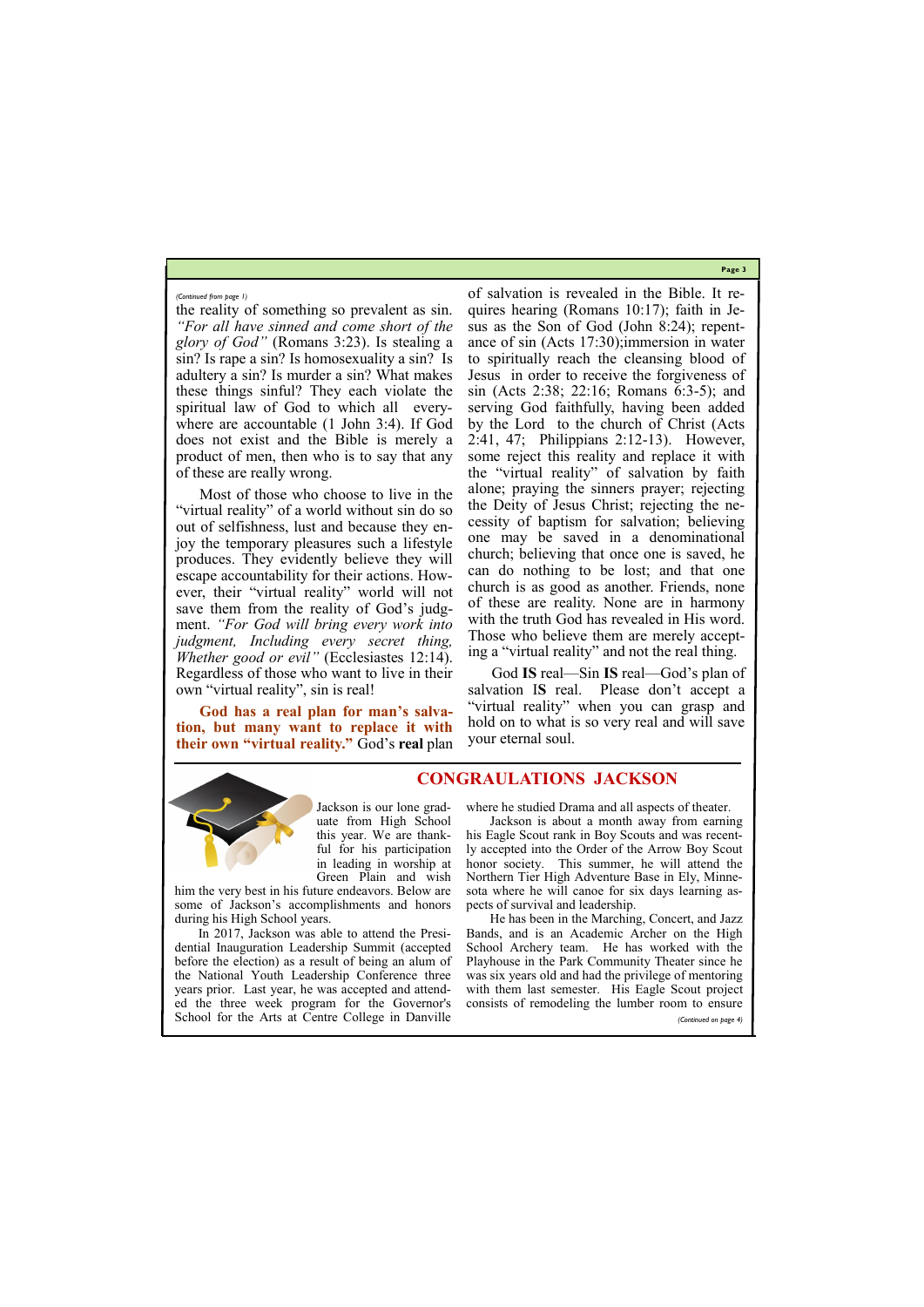*(Continued from page 1)*

the reality of something so prevalent as sin. *"For all have sinned and come short of the glory of God"* (Romans 3:23). Is stealing a sin? Is rape a sin? Is homosexuality a sin? Is adultery a sin? Is murder a sin? What makes these things sinful? They each violate the spiritual law of God to which all everywhere are accountable (1 John 3:4). If God does not exist and the Bible is merely a product of men, then who is to say that any of these are really wrong.

Most of those who choose to live in the "virtual reality" of a world without sin do so out of selfishness, lust and because they enjoy the temporary pleasures such a lifestyle produces. They evidently believe they will escape accountability for their actions. However, their "virtual reality" world will not save them from the reality of God's judgment. *"For God will bring every work into judgment, Including every secret thing, Whether good or evil"* (Ecclesiastes 12:14). Regardless of those who want to live in their own "virtual reality", sin is real!

**God has a real plan for man's salvation, but many want to replace it with their own "virtual reality."** God's **real** plan of salvation is revealed in the Bible. It requires hearing (Romans 10:17); faith in Jesus as the Son of God (John 8:24); repentance of sin (Acts 17:30);immersion in water to spiritually reach the cleansing blood of Jesus in order to receive the forgiveness of sin (Acts 2:38; 22:16; Romans 6:3-5); and serving God faithfully, having been added by the Lord to the church of Christ (Acts 2:41, 47; Philippians 2:12-13). However, some reject this reality and replace it with the "virtual reality" of salvation by faith alone; praying the sinners prayer; rejecting the Deity of Jesus Christ; rejecting the necessity of baptism for salvation; believing one may be saved in a denominational church; believing that once one is saved, he can do nothing to be lost; and that one church is as good as another. Friends, none of these are reality. None are in harmony with the truth God has revealed in His word. Those who believe them are merely accepting a "virtual reality" and not the real thing.

God **IS** real—Sin **IS** real—God's plan of salvation **IS** real. Please don't accept a "virtual reality" when you can grasp and hold on to what is so very real and will save your eternal soul.

## CONGRAULATIONS JACKSON

Jackson is our lone graduate from High School this year. We are thankful for his participation in leading in worship at Green Plain and wish him the very best in his future endeavors. Below are some of Jackson's accomplishments and honors during his High School years.

In 2017, Jackson was able to attend the Presidential Inauguration Leadership Summit (accepted before the election) as a result of being an alum of the National Youth Leadership Conference three years prior. Last year, he was accepted and attended the three week program for the Governor's School for the Arts at Centre College in Danville where he studied Drama and all aspects of theater.

Jackson is about a month away from earning his Eagle Scout rank in Boy Scouts and was recently accepted into the Order of the Arrow Boy Scout honor society. This summer, he will attend the Northern Tier High Adventure Base in Ely, Minnesota where he will canoe for six days learning aspects of survival and leadership.

He has been in the Marching, Concert, and Jazz Bands, and is an Academic Archer on the High School Archery team. He has worked with the Playhouse in the Park Community Theater since he was six years old and had the privilege of mentoring with them last semester. His Eagle Scout project consists of remodeling the lumber room to ensure

*(Continued on page 4)*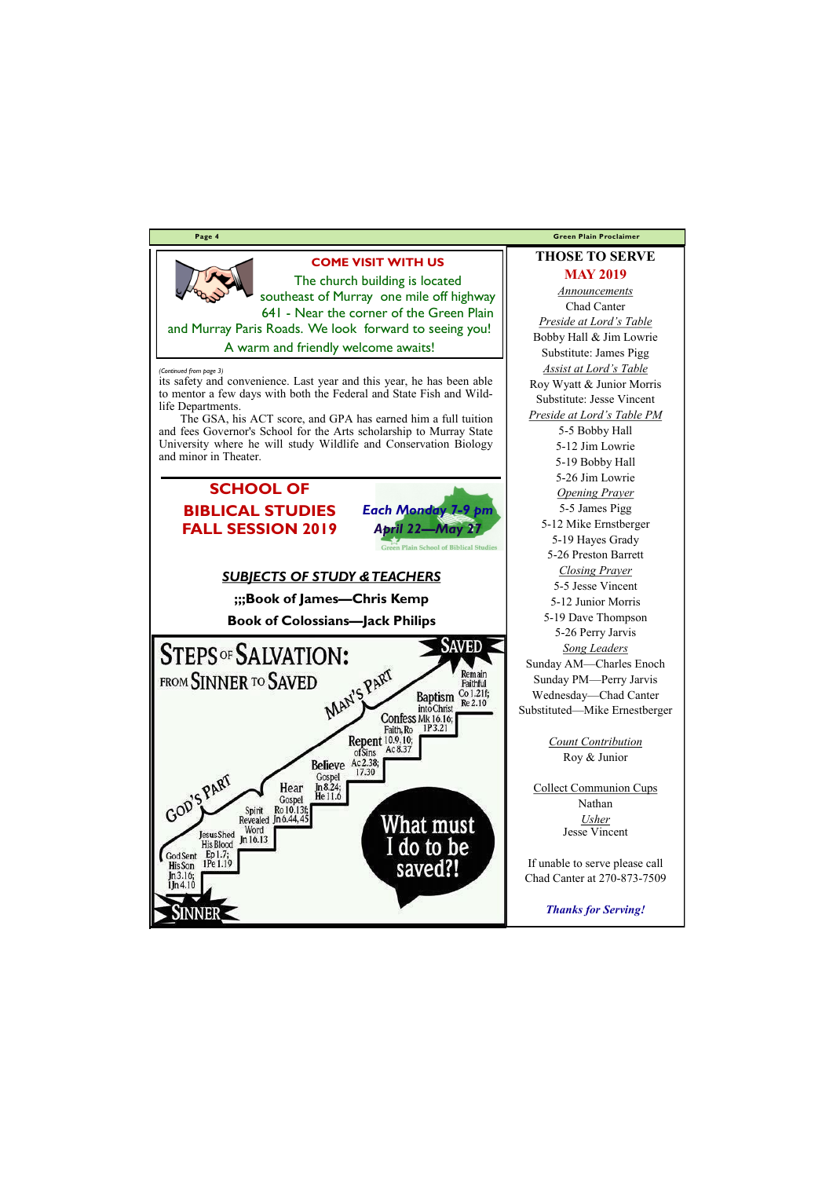## COME VISIT WITH US

The church building is located southeast of Murray one mile off highway 641 - Near the corner of the Green Plain and Murray Paris Roads. We look forward to seeing you! A warm and friendly welcome awaits!

*(Continued from page 3)*

its safety and convenience. Last year and this year, he has been able to mentor a few days with both the Federal and State Fish and Wildlife Departments.

The GSA, his ACT score, and GPA has earned him a full tuition and fees Governor's School for the Arts scholarship to Murray State University where he will study Wildlife and Conservation Biology and minor in Theater.

## SCHOOL OF BIBLICAL STUDIES FALL SESSION 2019

*Each Monday 7-9 pm*

*April 22—May 27*

Green Plain School of Biblical Studies

***SUBJECTS OF STUDY & TEACHERS***

**;;;Book of James—Chris Kemp**

**Book of Colossians—Jack Philips**

STEPS OF SALVATION: FROM SINNER TO SAVED

GOD'S PART

God Sent His Son Jn 3.16; 1Jn 4.10

Jesus Shed His Blood Ep 1.7; 1Pe 1.19

Spirit Revealed Word Jn 16.13

MAN'S PART

Hear Gospel Ro 10.13f; Jn 6.44,45

Believe Gospel Jn 8.24; He 11.6

Repent of Sins Ac 2.38; 17.30

Confess Faith, Ro 10.9,10; Ac 8.37

Baptism into Christ Mk 16.16; 1P 3.21

Remain Faithful Co 1.21f; Re 2.10

SINNER

SAVED

What must I do to be saved?!

## THOSE TO SERVE
## MAY 2019

*Announcements*
Chad Canter

*Preside at Lord's Table*
Bobby Hall & Jim Lowrie
Substitute: James Pigg

*Assist at Lord's Table*
Roy Wyatt & Junior Morris
Substitute: Jesse Vincent

*Preside at Lord's Table PM*
5-5 Bobby Hall
5-12 Jim Lowrie
5-19 Bobby Hall
5-26 Jim Lowrie

*Opening Prayer*
5-5 James Pigg
5-12 Mike Ernstberger
5-19 Hayes Grady
5-26 Preston Barrett

*Closing Prayer*
5-5 Jesse Vincent
5-12 Junior Morris
5-19 Dave Thompson
5-26 Perry Jarvis

*Song Leaders*
Sunday AM—Charles Enoch
Sunday PM—Perry Jarvis
Wednesday—Chad Canter
Substituted—Mike Ernestberger

*Count Contribution*
Roy & Junior

Collect Communion Cups
Nathan

*Usher*
Jesse Vincent

If unable to serve please call Chad Canter at 270-873-7509

***Thanks for Serving!***